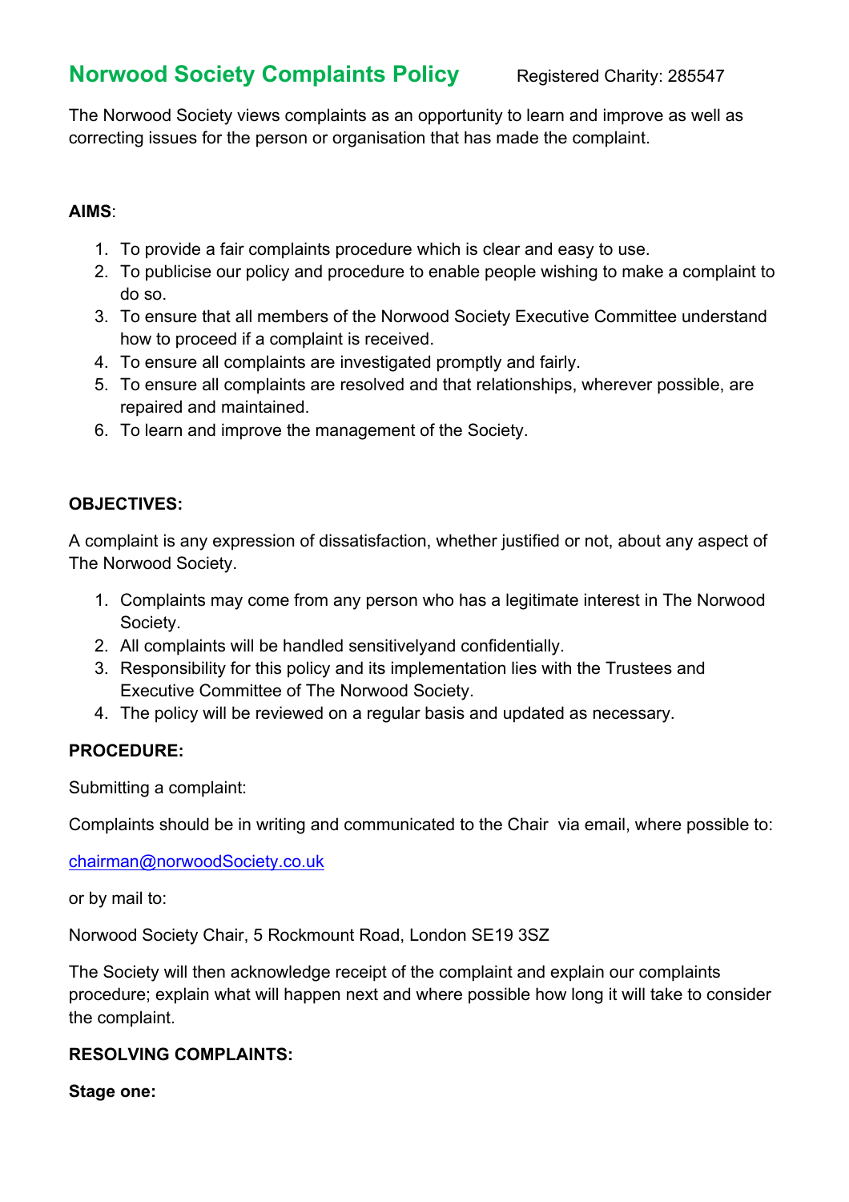# Norwood Society Complaints Policy

Registered Charity: 285547

The Norwood Society views complaints as an opportunity to learn and improve as well as correcting issues for the person or organisation that has made the complaint.

**AIMS**:

1. To provide a fair complaints procedure which is clear and easy to use.
2. To publicise our policy and procedure to enable people wishing to make a complaint to do so.
3. To ensure that all members of the Norwood Society Executive Committee understand how to proceed if a complaint is received.
4. To ensure all complaints are investigated promptly and fairly.
5. To ensure all complaints are resolved and that relationships, wherever possible, are repaired and maintained.
6. To learn and improve the management of the Society.

**OBJECTIVES:**

A complaint is any expression of dissatisfaction, whether justified or not, about any aspect of The Norwood Society.

1. Complaints may come from any person who has a legitimate interest in The Norwood Society.
2. All complaints will be handled sensitivelyand confidentially.
3. Responsibility for this policy and its implementation lies with the Trustees and Executive Committee of The Norwood Society.
4. The policy will be reviewed on a regular basis and updated as necessary.

**PROCEDURE:**

Submitting a complaint:

Complaints should be in writing and communicated to the Chair via email, where possible to:

chairman@norwoodSociety.co.uk

or by mail to:

Norwood Society Chair, 5 Rockmount Road, London SE19 3SZ

The Society will then acknowledge receipt of the complaint and explain our complaints procedure; explain what will happen next and where possible how long it will take to consider the complaint.

**RESOLVING COMPLAINTS:**

**Stage one:**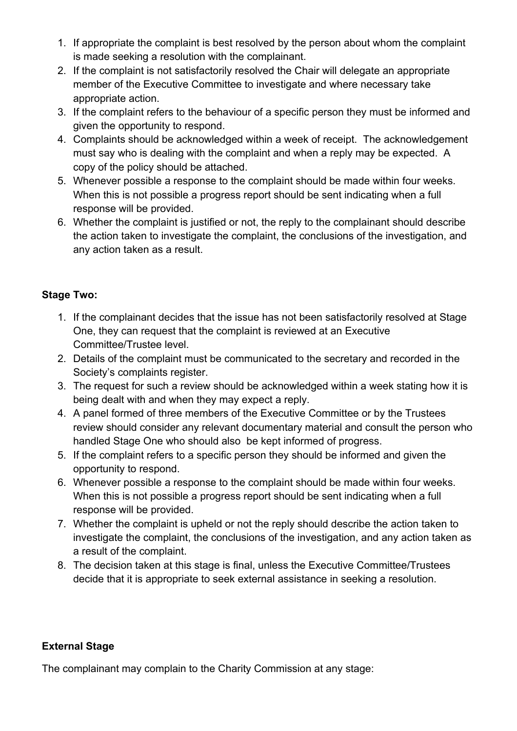1. If appropriate the complaint is best resolved by the person about whom the complaint is made seeking a resolution with the complainant.
2. If the complaint is not satisfactorily resolved the Chair will delegate an appropriate member of the Executive Committee to investigate and where necessary take appropriate action.
3. If the complaint refers to the behaviour of a specific person they must be informed and given the opportunity to respond.
4. Complaints should be acknowledged within a week of receipt. The acknowledgement must say who is dealing with the complaint and when a reply may be expected. A copy of the policy should be attached.
5. Whenever possible a response to the complaint should be made within four weeks. When this is not possible a progress report should be sent indicating when a full response will be provided.
6. Whether the complaint is justified or not, the reply to the complainant should describe the action taken to investigate the complaint, the conclusions of the investigation, and any action taken as a result.

**Stage Two:**

1. If the complainant decides that the issue has not been satisfactorily resolved at Stage One, they can request that the complaint is reviewed at an Executive Committee/Trustee level.
2. Details of the complaint must be communicated to the secretary and recorded in the Society's complaints register.
3. The request for such a review should be acknowledged within a week stating how it is being dealt with and when they may expect a reply.
4. A panel formed of three members of the Executive Committee or by the Trustees review should consider any relevant documentary material and consult the person who handled Stage One who should also be kept informed of progress.
5. If the complaint refers to a specific person they should be informed and given the opportunity to respond.
6. Whenever possible a response to the complaint should be made within four weeks. When this is not possible a progress report should be sent indicating when a full response will be provided.
7. Whether the complaint is upheld or not the reply should describe the action taken to investigate the complaint, the conclusions of the investigation, and any action taken as a result of the complaint.
8. The decision taken at this stage is final, unless the Executive Committee/Trustees decide that it is appropriate to seek external assistance in seeking a resolution.

**External Stage**

The complainant may complain to the Charity Commission at any stage: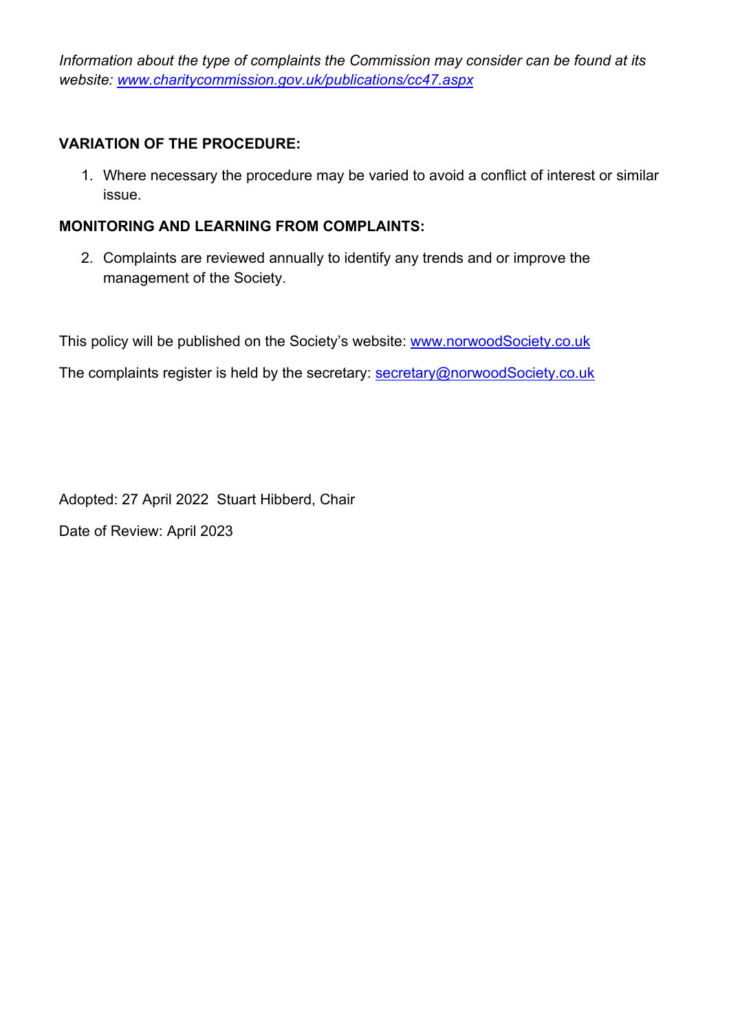*Information about the type of complaints the Commission may consider can be found at its website: www.charitycommission.gov.uk/publications/cc47.aspx*

**VARIATION OF THE PROCEDURE:**

1. Where necessary the procedure may be varied to avoid a conflict of interest or similar issue.

**MONITORING AND LEARNING FROM COMPLAINTS:**

2. Complaints are reviewed annually to identify any trends and or improve the management of the Society.

This policy will be published on the Society's website: www.norwoodSociety.co.uk

The complaints register is held by the secretary: secretary@norwoodSociety.co.uk

Adopted: 27 April 2022 Stuart Hibberd, Chair

Date of Review: April 2023